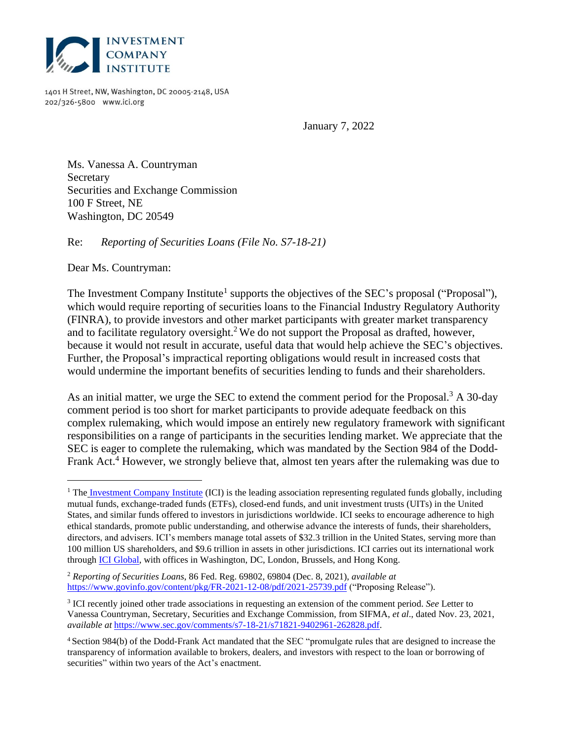INVESTMENT COMPANY INSTITUTE

1401 H Street, NW, Washington, DC 20005-2148, USA
202/326-5800 www.ici.org

January 7, 2022

Ms. Vanessa A. Countryman
Secretary
Securities and Exchange Commission
100 F Street, NE
Washington, DC 20549

Re: *Reporting of Securities Loans (File No. S7-18-21)*

Dear Ms. Countryman:

The Investment Company Institute[1] supports the objectives of the SEC's proposal ("Proposal"), which would require reporting of securities loans to the Financial Industry Regulatory Authority (FINRA), to provide investors and other market participants with greater market transparency and to facilitate regulatory oversight.[2] We do not support the Proposal as drafted, however, because it would not result in accurate, useful data that would help achieve the SEC's objectives. Further, the Proposal's impractical reporting obligations would result in increased costs that would undermine the important benefits of securities lending to funds and their shareholders.

As an initial matter, we urge the SEC to extend the comment period for the Proposal.[3] A 30-day comment period is too short for market participants to provide adequate feedback on this complex rulemaking, which would impose an entirely new regulatory framework with significant responsibilities on a range of participants in the securities lending market. We appreciate that the SEC is eager to complete the rulemaking, which was mandated by the Section 984 of the Dodd-Frank Act.[4] However, we strongly believe that, almost ten years after the rulemaking was due to

---

[1] The [Investment Company Institute](https://www.ici.org) (ICI) is the leading association representing regulated funds globally, including mutual funds, exchange-traded funds (ETFs), closed-end funds, and unit investment trusts (UITs) in the United States, and similar funds offered to investors in jurisdictions worldwide. ICI seeks to encourage adherence to high ethical standards, promote public understanding, and otherwise advance the interests of funds, their shareholders, directors, and advisers. ICI's members manage total assets of $32.3 trillion in the United States, serving more than 100 million US shareholders, and $9.6 trillion in assets in other jurisdictions. ICI carries out its international work through [ICI Global](https://www.ici.org), with offices in Washington, DC, London, Brussels, and Hong Kong.

[2] *Reporting of Securities Loans*, 86 Fed. Reg. 69802, 69804 (Dec. 8, 2021), *available at* https://www.govinfo.gov/content/pkg/FR-2021-12-08/pdf/2021-25739.pdf ("Proposing Release").

[3] ICI recently joined other trade associations in requesting an extension of the comment period. *See* Letter to Vanessa Countryman, Secretary, Securities and Exchange Commission, from SIFMA, *et al*., dated Nov. 23, 2021, *available at* https://www.sec.gov/comments/s7-18-21/s71821-9402961-262828.pdf.

[4] Section 984(b) of the Dodd-Frank Act mandated that the SEC "promulgate rules that are designed to increase the transparency of information available to brokers, dealers, and investors with respect to the loan or borrowing of securities" within two years of the Act's enactment.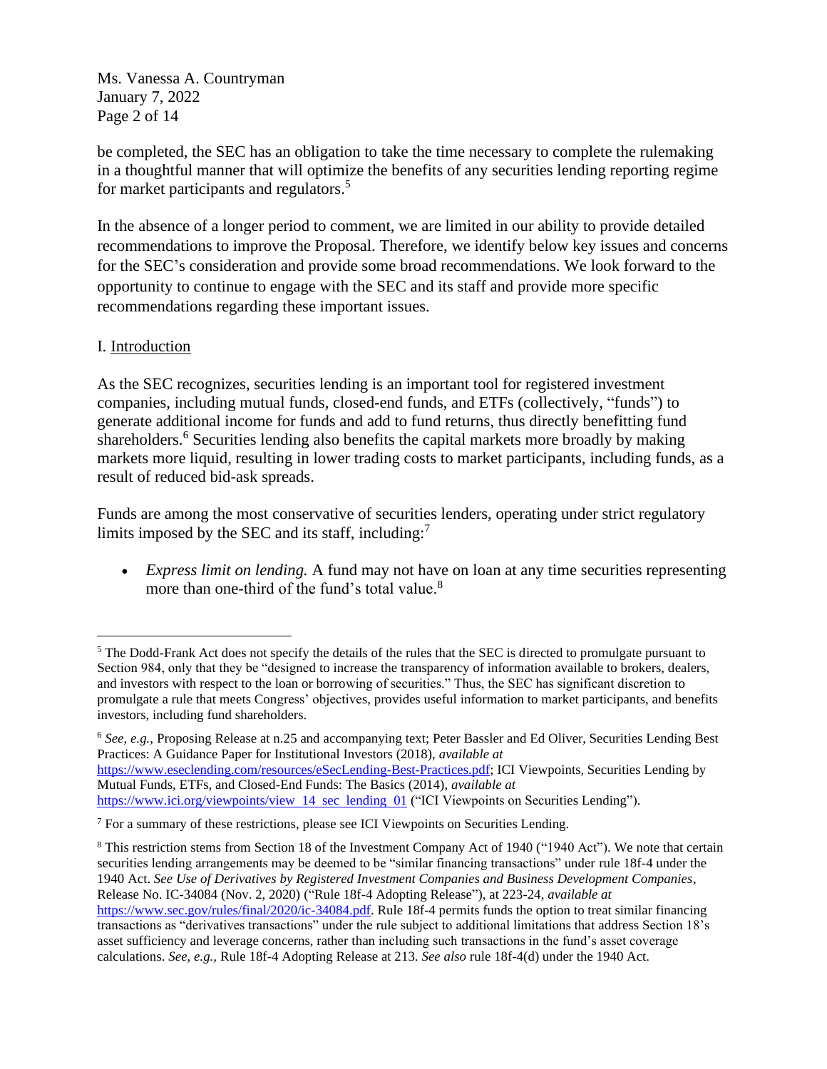be completed, the SEC has an obligation to take the time necessary to complete the rulemaking in a thoughtful manner that will optimize the benefits of any securities lending reporting regime for market participants and regulators.[5]

In the absence of a longer period to comment, we are limited in our ability to provide detailed recommendations to improve the Proposal. Therefore, we identify below key issues and concerns for the SEC's consideration and provide some broad recommendations. We look forward to the opportunity to continue to engage with the SEC and its staff and provide more specific recommendations regarding these important issues.

I. <u>Introduction</u>

As the SEC recognizes, securities lending is an important tool for registered investment companies, including mutual funds, closed-end funds, and ETFs (collectively, "funds") to generate additional income for funds and add to fund returns, thus directly benefitting fund shareholders.[6] Securities lending also benefits the capital markets more broadly by making markets more liquid, resulting in lower trading costs to market participants, including funds, as a result of reduced bid-ask spreads.

Funds are among the most conservative of securities lenders, operating under strict regulatory limits imposed by the SEC and its staff, including:[7]

- *Express limit on lending.* A fund may not have on loan at any time securities representing more than one-third of the fund's total value.[8]

---

[5] The Dodd-Frank Act does not specify the details of the rules that the SEC is directed to promulgate pursuant to Section 984, only that they be "designed to increase the transparency of information available to brokers, dealers, and investors with respect to the loan or borrowing of securities." Thus, the SEC has significant discretion to promulgate a rule that meets Congress' objectives, provides useful information to market participants, and benefits investors, including fund shareholders.

[6] *See, e.g.,* Proposing Release at n.25 and accompanying text; Peter Bassler and Ed Oliver, Securities Lending Best Practices: A Guidance Paper for Institutional Investors (2018), *available at* https://www.eseclending.com/resources/eSecLending-Best-Practices.pdf; ICI Viewpoints, Securities Lending by Mutual Funds, ETFs, and Closed-End Funds: The Basics (2014), *available at* https://www.ici.org/viewpoints/view_14_sec_lending_01 ("ICI Viewpoints on Securities Lending").

[7] For a summary of these restrictions, please see ICI Viewpoints on Securities Lending.

[8] This restriction stems from Section 18 of the Investment Company Act of 1940 ("1940 Act"). We note that certain securities lending arrangements may be deemed to be "similar financing transactions" under rule 18f-4 under the 1940 Act. *See Use of Derivatives by Registered Investment Companies and Business Development Companies*, Release No. IC-34084 (Nov. 2, 2020) ("Rule 18f-4 Adopting Release"), at 223-24, *available at* https://www.sec.gov/rules/final/2020/ic-34084.pdf. Rule 18f-4 permits funds the option to treat similar financing transactions as "derivatives transactions" under the rule subject to additional limitations that address Section 18's asset sufficiency and leverage concerns, rather than including such transactions in the fund's asset coverage calculations. *See, e.g.,* Rule 18f-4 Adopting Release at 213. *See also* rule 18f-4(d) under the 1940 Act.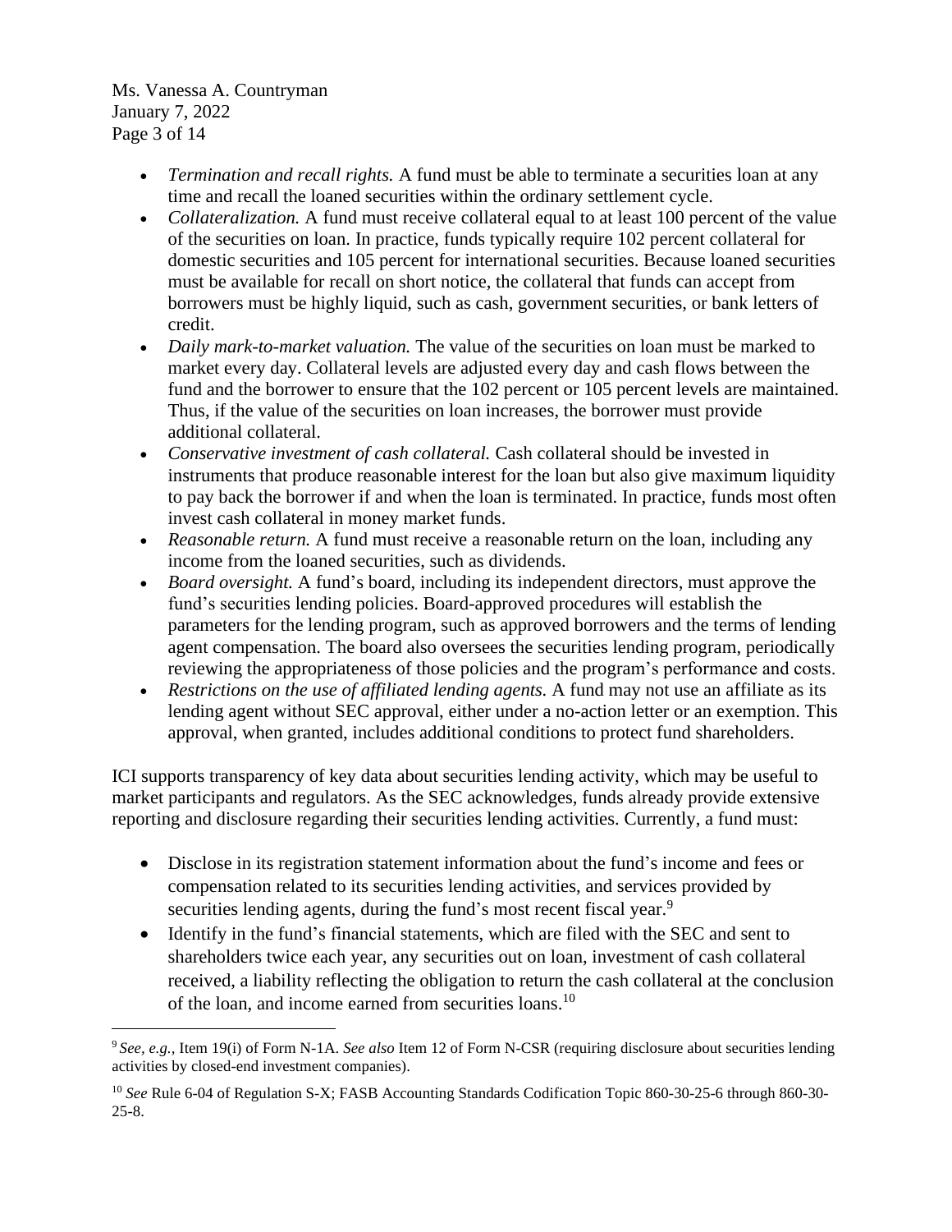- *Termination and recall rights.* A fund must be able to terminate a securities loan at any time and recall the loaned securities within the ordinary settlement cycle.
- *Collateralization.* A fund must receive collateral equal to at least 100 percent of the value of the securities on loan. In practice, funds typically require 102 percent collateral for domestic securities and 105 percent for international securities. Because loaned securities must be available for recall on short notice, the collateral that funds can accept from borrowers must be highly liquid, such as cash, government securities, or bank letters of credit.
- *Daily mark-to-market valuation.* The value of the securities on loan must be marked to market every day. Collateral levels are adjusted every day and cash flows between the fund and the borrower to ensure that the 102 percent or 105 percent levels are maintained. Thus, if the value of the securities on loan increases, the borrower must provide additional collateral.
- *Conservative investment of cash collateral.* Cash collateral should be invested in instruments that produce reasonable interest for the loan but also give maximum liquidity to pay back the borrower if and when the loan is terminated. In practice, funds most often invest cash collateral in money market funds.
- *Reasonable return.* A fund must receive a reasonable return on the loan, including any income from the loaned securities, such as dividends.
- *Board oversight.* A fund's board, including its independent directors, must approve the fund's securities lending policies. Board-approved procedures will establish the parameters for the lending program, such as approved borrowers and the terms of lending agent compensation. The board also oversees the securities lending program, periodically reviewing the appropriateness of those policies and the program's performance and costs.
- *Restrictions on the use of affiliated lending agents.* A fund may not use an affiliate as its lending agent without SEC approval, either under a no-action letter or an exemption. This approval, when granted, includes additional conditions to protect fund shareholders.

ICI supports transparency of key data about securities lending activity, which may be useful to market participants and regulators. As the SEC acknowledges, funds already provide extensive reporting and disclosure regarding their securities lending activities. Currently, a fund must:

- Disclose in its registration statement information about the fund's income and fees or compensation related to its securities lending activities, and services provided by securities lending agents, during the fund's most recent fiscal year.[9]
- Identify in the fund's financial statements, which are filed with the SEC and sent to shareholders twice each year, any securities out on loan, investment of cash collateral received, a liability reflecting the obligation to return the cash collateral at the conclusion of the loan, and income earned from securities loans.[10]

---

[9] *See, e.g.*, Item 19(i) of Form N-1A. *See also* Item 12 of Form N-CSR (requiring disclosure about securities lending activities by closed-end investment companies).

[10] *See* Rule 6-04 of Regulation S-X; FASB Accounting Standards Codification Topic 860-30-25-6 through 860-30-25-8.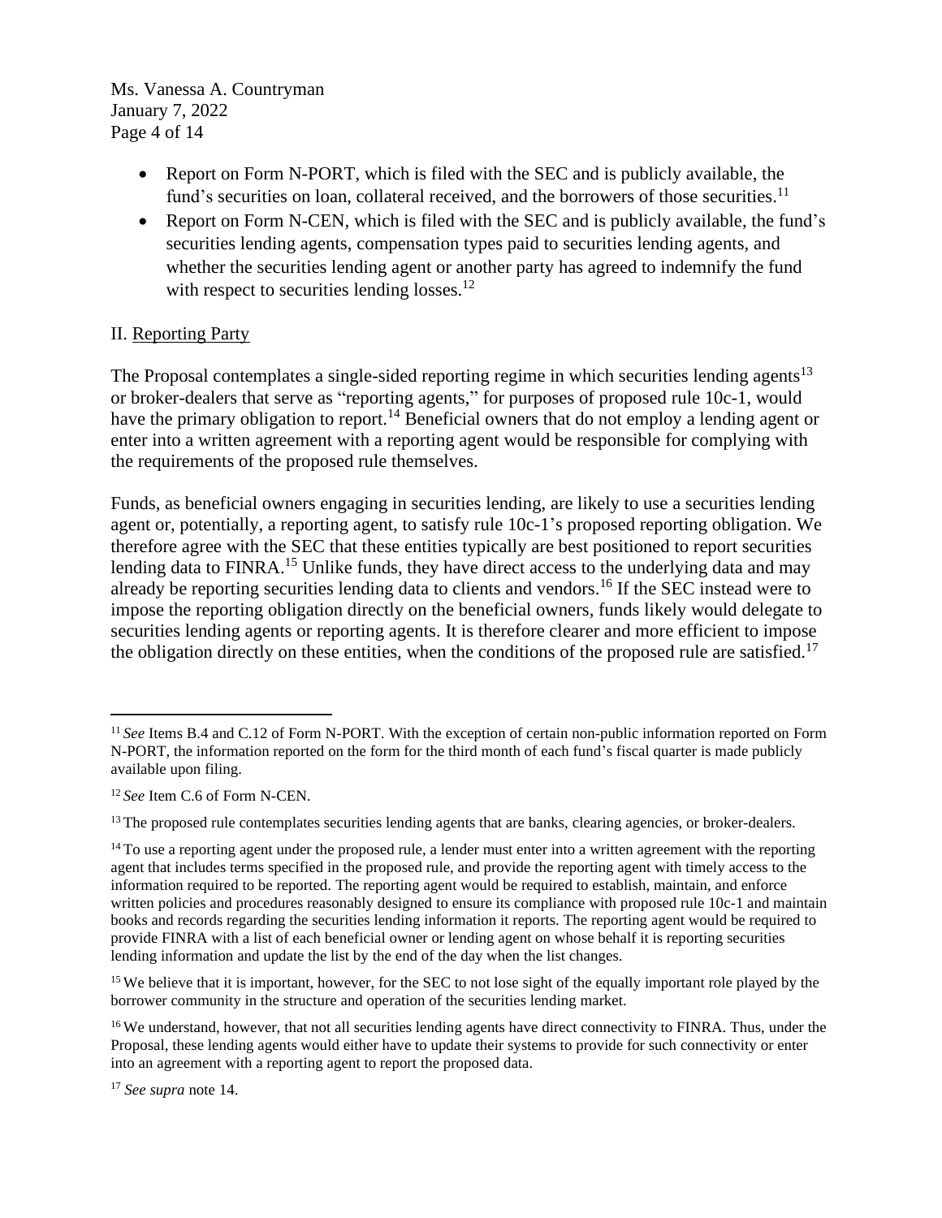- Report on Form N-PORT, which is filed with the SEC and is publicly available, the fund's securities on loan, collateral received, and the borrowers of those securities.[11]
- Report on Form N-CEN, which is filed with the SEC and is publicly available, the fund's securities lending agents, compensation types paid to securities lending agents, and whether the securities lending agent or another party has agreed to indemnify the fund with respect to securities lending losses.[12]

## II. Reporting Party

The Proposal contemplates a single-sided reporting regime in which securities lending agents[13] or broker-dealers that serve as "reporting agents," for purposes of proposed rule 10c-1, would have the primary obligation to report.[14] Beneficial owners that do not employ a lending agent or enter into a written agreement with a reporting agent would be responsible for complying with the requirements of the proposed rule themselves.

Funds, as beneficial owners engaging in securities lending, are likely to use a securities lending agent or, potentially, a reporting agent, to satisfy rule 10c-1's proposed reporting obligation. We therefore agree with the SEC that these entities typically are best positioned to report securities lending data to FINRA.[15] Unlike funds, they have direct access to the underlying data and may already be reporting securities lending data to clients and vendors.[16] If the SEC instead were to impose the reporting obligation directly on the beneficial owners, funds likely would delegate to securities lending agents or reporting agents. It is therefore clearer and more efficient to impose the obligation directly on these entities, when the conditions of the proposed rule are satisfied.[17]

---

[11] *See* Items B.4 and C.12 of Form N-PORT. With the exception of certain non-public information reported on Form N-PORT, the information reported on the form for the third month of each fund's fiscal quarter is made publicly available upon filing.

[12] *See* Item C.6 of Form N-CEN.

[13] The proposed rule contemplates securities lending agents that are banks, clearing agencies, or broker-dealers.

[14] To use a reporting agent under the proposed rule, a lender must enter into a written agreement with the reporting agent that includes terms specified in the proposed rule, and provide the reporting agent with timely access to the information required to be reported. The reporting agent would be required to establish, maintain, and enforce written policies and procedures reasonably designed to ensure its compliance with proposed rule 10c-1 and maintain books and records regarding the securities lending information it reports. The reporting agent would be required to provide FINRA with a list of each beneficial owner or lending agent on whose behalf it is reporting securities lending information and update the list by the end of the day when the list changes.

[15] We believe that it is important, however, for the SEC to not lose sight of the equally important role played by the borrower community in the structure and operation of the securities lending market.

[16] We understand, however, that not all securities lending agents have direct connectivity to FINRA. Thus, under the Proposal, these lending agents would either have to update their systems to provide for such connectivity or enter into an agreement with a reporting agent to report the proposed data.

[17] *See supra* note 14.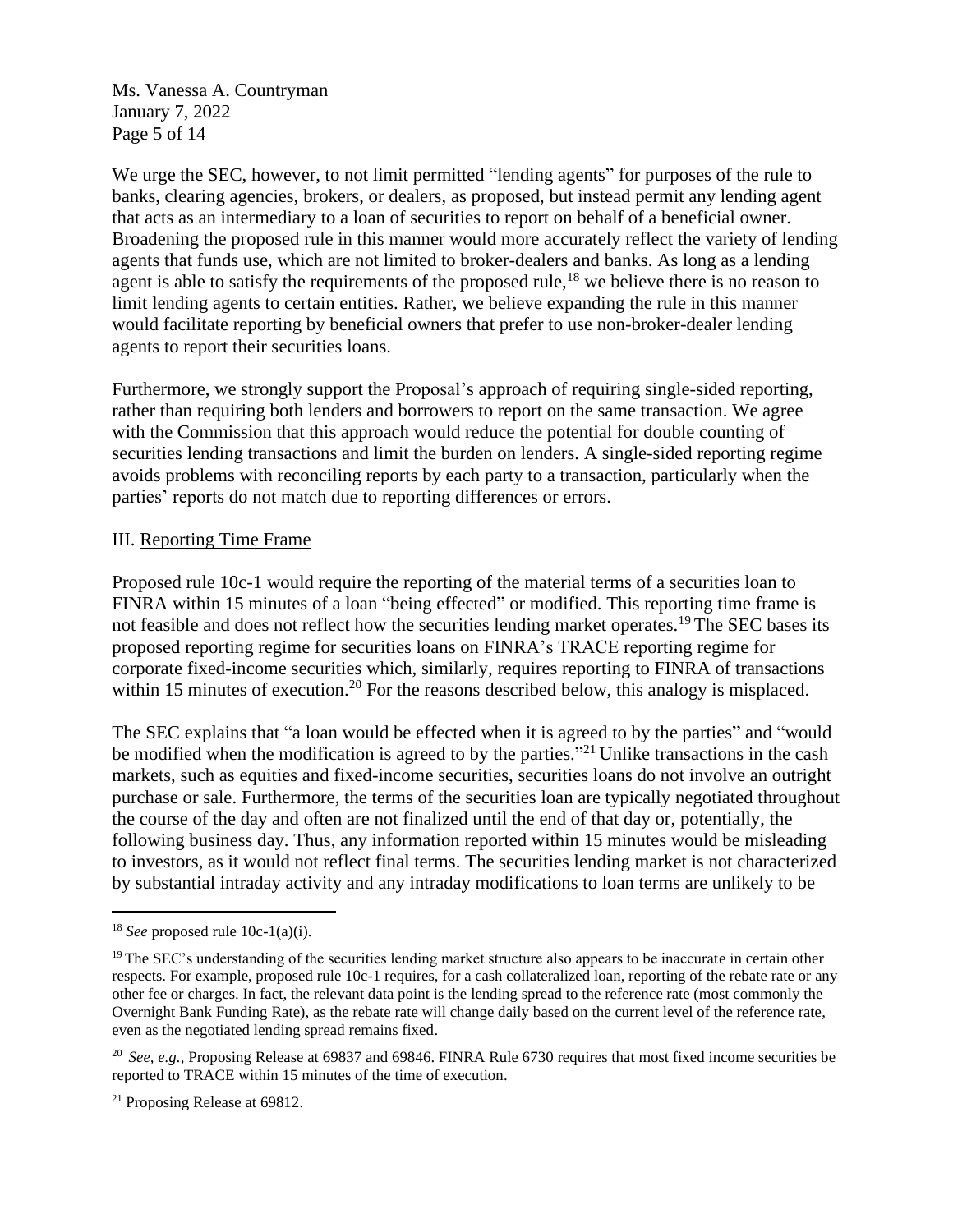We urge the SEC, however, to not limit permitted "lending agents" for purposes of the rule to banks, clearing agencies, brokers, or dealers, as proposed, but instead permit any lending agent that acts as an intermediary to a loan of securities to report on behalf of a beneficial owner. Broadening the proposed rule in this manner would more accurately reflect the variety of lending agents that funds use, which are not limited to broker-dealers and banks. As long as a lending agent is able to satisfy the requirements of the proposed rule,[18] we believe there is no reason to limit lending agents to certain entities. Rather, we believe expanding the rule in this manner would facilitate reporting by beneficial owners that prefer to use non-broker-dealer lending agents to report their securities loans.

Furthermore, we strongly support the Proposal's approach of requiring single-sided reporting, rather than requiring both lenders and borrowers to report on the same transaction. We agree with the Commission that this approach would reduce the potential for double counting of securities lending transactions and limit the burden on lenders. A single-sided reporting regime avoids problems with reconciling reports by each party to a transaction, particularly when the parties' reports do not match due to reporting differences or errors.

## III. Reporting Time Frame

Proposed rule 10c-1 would require the reporting of the material terms of a securities loan to FINRA within 15 minutes of a loan "being effected" or modified. This reporting time frame is not feasible and does not reflect how the securities lending market operates.[19] The SEC bases its proposed reporting regime for securities loans on FINRA's TRACE reporting regime for corporate fixed-income securities which, similarly, requires reporting to FINRA of transactions within 15 minutes of execution.[20] For the reasons described below, this analogy is misplaced.

The SEC explains that "a loan would be effected when it is agreed to by the parties" and "would be modified when the modification is agreed to by the parties."[21] Unlike transactions in the cash markets, such as equities and fixed-income securities, securities loans do not involve an outright purchase or sale. Furthermore, the terms of the securities loan are typically negotiated throughout the course of the day and often are not finalized until the end of that day or, potentially, the following business day. Thus, any information reported within 15 minutes would be misleading to investors, as it would not reflect final terms. The securities lending market is not characterized by substantial intraday activity and any intraday modifications to loan terms are unlikely to be

---

[18] *See* proposed rule 10c-1(a)(i).

[19] The SEC's understanding of the securities lending market structure also appears to be inaccurate in certain other respects. For example, proposed rule 10c-1 requires, for a cash collateralized loan, reporting of the rebate rate or any other fee or charges. In fact, the relevant data point is the lending spread to the reference rate (most commonly the Overnight Bank Funding Rate), as the rebate rate will change daily based on the current level of the reference rate, even as the negotiated lending spread remains fixed.

[20] *See, e.g.,* Proposing Release at 69837 and 69846. FINRA Rule 6730 requires that most fixed income securities be reported to TRACE within 15 minutes of the time of execution.

[21] Proposing Release at 69812.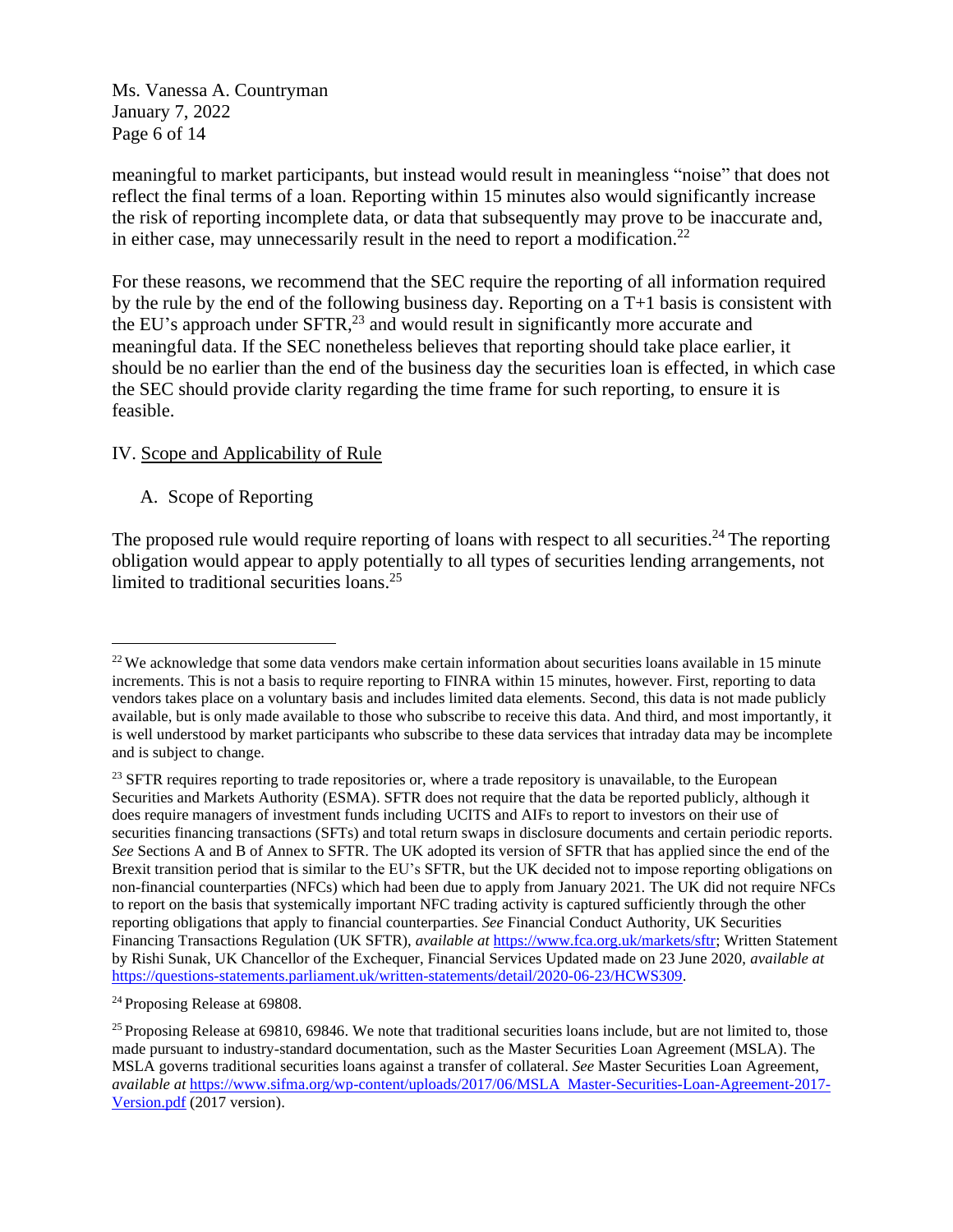meaningful to market participants, but instead would result in meaningless "noise" that does not reflect the final terms of a loan. Reporting within 15 minutes also would significantly increase the risk of reporting incomplete data, or data that subsequently may prove to be inaccurate and, in either case, may unnecessarily result in the need to report a modification.[22]

For these reasons, we recommend that the SEC require the reporting of all information required by the rule by the end of the following business day. Reporting on a T+1 basis is consistent with the EU's approach under SFTR,[23] and would result in significantly more accurate and meaningful data. If the SEC nonetheless believes that reporting should take place earlier, it should be no earlier than the end of the business day the securities loan is effected, in which case the SEC should provide clarity regarding the time frame for such reporting, to ensure it is feasible.

## IV. Scope and Applicability of Rule

### A. Scope of Reporting

The proposed rule would require reporting of loans with respect to all securities.[24] The reporting obligation would appear to apply potentially to all types of securities lending arrangements, not limited to traditional securities loans.[25]

---

[22] We acknowledge that some data vendors make certain information about securities loans available in 15 minute increments. This is not a basis to require reporting to FINRA within 15 minutes, however. First, reporting to data vendors takes place on a voluntary basis and includes limited data elements. Second, this data is not made publicly available, but is only made available to those who subscribe to receive this data. And third, and most importantly, it is well understood by market participants who subscribe to these data services that intraday data may be incomplete and is subject to change.

[23] SFTR requires reporting to trade repositories or, where a trade repository is unavailable, to the European Securities and Markets Authority (ESMA). SFTR does not require that the data be reported publicly, although it does require managers of investment funds including UCITS and AIFs to report to investors on their use of securities financing transactions (SFTs) and total return swaps in disclosure documents and certain periodic reports. *See* Sections A and B of Annex to SFTR. The UK adopted its version of SFTR that has applied since the end of the Brexit transition period that is similar to the EU's SFTR, but the UK decided not to impose reporting obligations on non-financial counterparties (NFCs) which had been due to apply from January 2021. The UK did not require NFCs to report on the basis that systemically important NFC trading activity is captured sufficiently through the other reporting obligations that apply to financial counterparties. *See* Financial Conduct Authority, UK Securities Financing Transactions Regulation (UK SFTR), *available at* https://www.fca.org.uk/markets/sftr; Written Statement by Rishi Sunak, UK Chancellor of the Exchequer, Financial Services Updated made on 23 June 2020, *available at* https://questions-statements.parliament.uk/written-statements/detail/2020-06-23/HCWS309.

[24] Proposing Release at 69808.

[25] Proposing Release at 69810, 69846. We note that traditional securities loans include, but are not limited to, those made pursuant to industry-standard documentation, such as the Master Securities Loan Agreement (MSLA). The MSLA governs traditional securities loans against a transfer of collateral. *See* Master Securities Loan Agreement, *available at* https://www.sifma.org/wp-content/uploads/2017/06/MSLA_Master-Securities-Loan-Agreement-2017-Version.pdf (2017 version).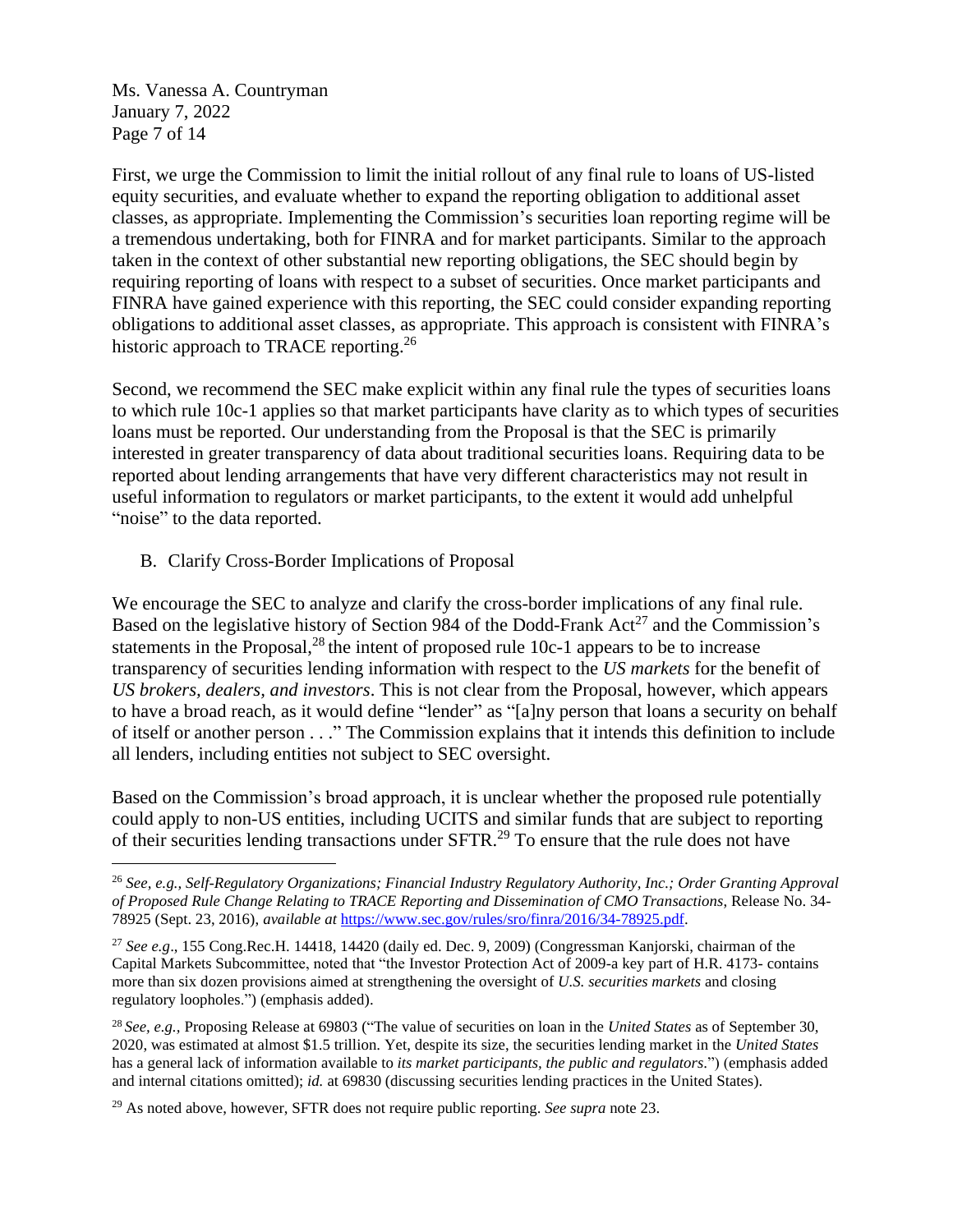First, we urge the Commission to limit the initial rollout of any final rule to loans of US-listed equity securities, and evaluate whether to expand the reporting obligation to additional asset classes, as appropriate. Implementing the Commission's securities loan reporting regime will be a tremendous undertaking, both for FINRA and for market participants. Similar to the approach taken in the context of other substantial new reporting obligations, the SEC should begin by requiring reporting of loans with respect to a subset of securities. Once market participants and FINRA have gained experience with this reporting, the SEC could consider expanding reporting obligations to additional asset classes, as appropriate. This approach is consistent with FINRA's historic approach to TRACE reporting.[26]

Second, we recommend the SEC make explicit within any final rule the types of securities loans to which rule 10c-1 applies so that market participants have clarity as to which types of securities loans must be reported. Our understanding from the Proposal is that the SEC is primarily interested in greater transparency of data about traditional securities loans. Requiring data to be reported about lending arrangements that have very different characteristics may not result in useful information to regulators or market participants, to the extent it would add unhelpful "noise" to the data reported.

B. Clarify Cross-Border Implications of Proposal

We encourage the SEC to analyze and clarify the cross-border implications of any final rule. Based on the legislative history of Section 984 of the Dodd-Frank Act[27] and the Commission's statements in the Proposal,[28] the intent of proposed rule 10c-1 appears to be to increase transparency of securities lending information with respect to the *US markets* for the benefit of *US brokers, dealers, and investors*. This is not clear from the Proposal, however, which appears to have a broad reach, as it would define "lender" as "[a]ny person that loans a security on behalf of itself or another person . . ." The Commission explains that it intends this definition to include all lenders, including entities not subject to SEC oversight.

Based on the Commission's broad approach, it is unclear whether the proposed rule potentially could apply to non-US entities, including UCITS and similar funds that are subject to reporting of their securities lending transactions under SFTR.[29] To ensure that the rule does not have

---

[26] *See, e.g., Self-Regulatory Organizations; Financial Industry Regulatory Authority, Inc.; Order Granting Approval of Proposed Rule Change Relating to TRACE Reporting and Dissemination of CMO Transactions*, Release No. 34-78925 (Sept. 23, 2016), *available at* https://www.sec.gov/rules/sro/finra/2016/34-78925.pdf.

[27] *See e.g*., 155 Cong.Rec.H. 14418, 14420 (daily ed. Dec. 9, 2009) (Congressman Kanjorski, chairman of the Capital Markets Subcommittee, noted that "the Investor Protection Act of 2009-a key part of H.R. 4173- contains more than six dozen provisions aimed at strengthening the oversight of *U.S. securities markets* and closing regulatory loopholes.") (emphasis added).

[28] *See, e.g.,* Proposing Release at 69803 ("The value of securities on loan in the *United States* as of September 30, 2020, was estimated at almost $1.5 trillion. Yet, despite its size, the securities lending market in the *United States* has a general lack of information available to *its market participants, the public and regulators*.") (emphasis added and internal citations omitted); *id.* at 69830 (discussing securities lending practices in the United States).

[29] As noted above, however, SFTR does not require public reporting. *See supra* note 23.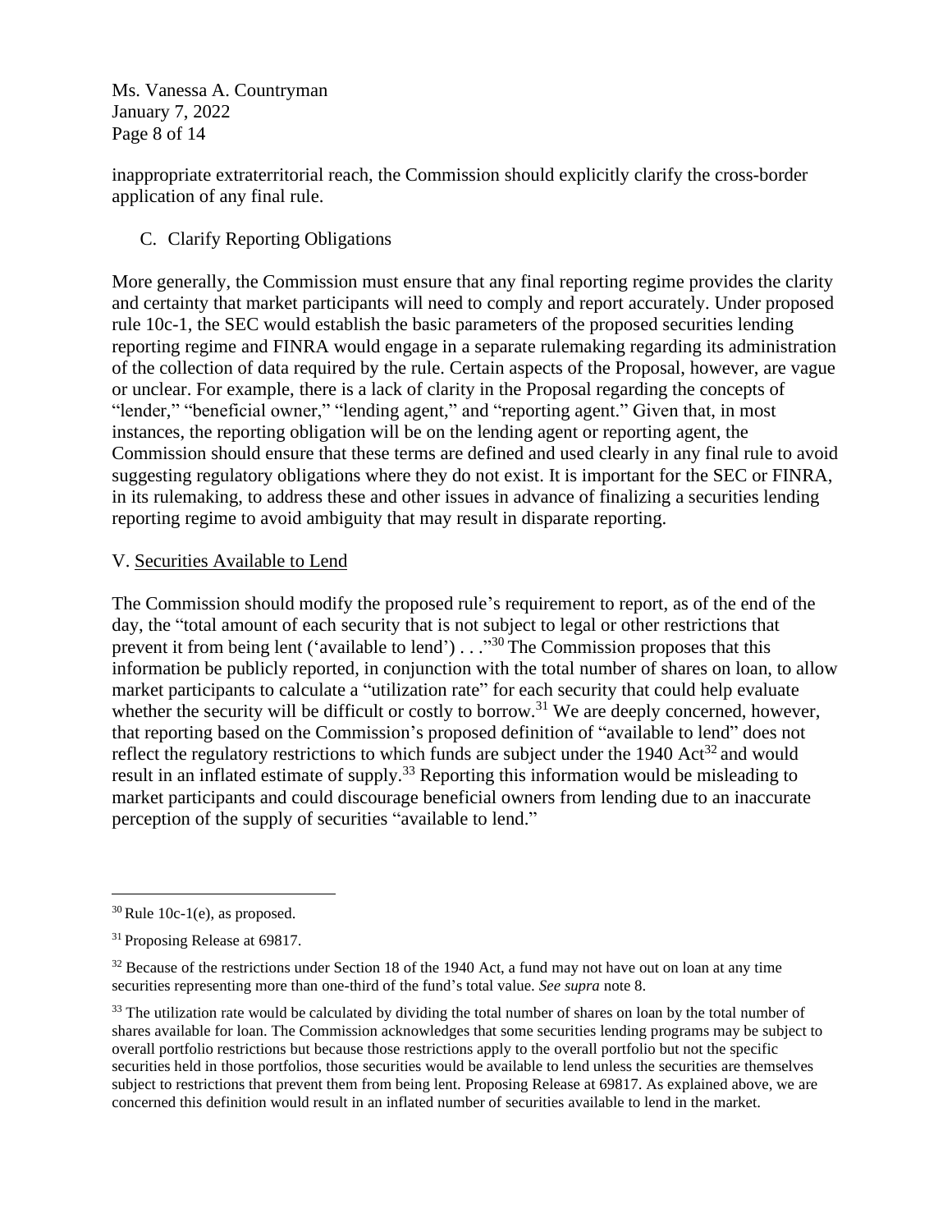inappropriate extraterritorial reach, the Commission should explicitly clarify the cross-border application of any final rule.

### C. Clarify Reporting Obligations

More generally, the Commission must ensure that any final reporting regime provides the clarity and certainty that market participants will need to comply and report accurately. Under proposed rule 10c-1, the SEC would establish the basic parameters of the proposed securities lending reporting regime and FINRA would engage in a separate rulemaking regarding its administration of the collection of data required by the rule. Certain aspects of the Proposal, however, are vague or unclear. For example, there is a lack of clarity in the Proposal regarding the concepts of "lender," "beneficial owner," "lending agent," and "reporting agent." Given that, in most instances, the reporting obligation will be on the lending agent or reporting agent, the Commission should ensure that these terms are defined and used clearly in any final rule to avoid suggesting regulatory obligations where they do not exist. It is important for the SEC or FINRA, in its rulemaking, to address these and other issues in advance of finalizing a securities lending reporting regime to avoid ambiguity that may result in disparate reporting.

## V. Securities Available to Lend

The Commission should modify the proposed rule's requirement to report, as of the end of the day, the "total amount of each security that is not subject to legal or other restrictions that prevent it from being lent ('available to lend') . . ."[30] The Commission proposes that this information be publicly reported, in conjunction with the total number of shares on loan, to allow market participants to calculate a "utilization rate" for each security that could help evaluate whether the security will be difficult or costly to borrow.[31] We are deeply concerned, however, that reporting based on the Commission's proposed definition of "available to lend" does not reflect the regulatory restrictions to which funds are subject under the 1940 Act[32] and would result in an inflated estimate of supply.[33] Reporting this information would be misleading to market participants and could discourage beneficial owners from lending due to an inaccurate perception of the supply of securities "available to lend."

---

[30] Rule 10c-1(e), as proposed.

[31] Proposing Release at 69817.

[32] Because of the restrictions under Section 18 of the 1940 Act, a fund may not have out on loan at any time securities representing more than one-third of the fund's total value. *See supra* note 8.

[33] The utilization rate would be calculated by dividing the total number of shares on loan by the total number of shares available for loan. The Commission acknowledges that some securities lending programs may be subject to overall portfolio restrictions but because those restrictions apply to the overall portfolio but not the specific securities held in those portfolios, those securities would be available to lend unless the securities are themselves subject to restrictions that prevent them from being lent. Proposing Release at 69817. As explained above, we are concerned this definition would result in an inflated number of securities available to lend in the market.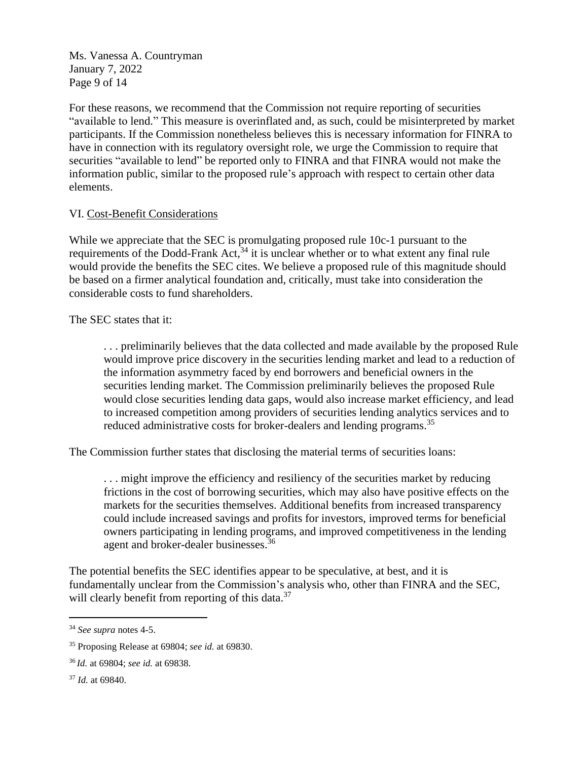For these reasons, we recommend that the Commission not require reporting of securities "available to lend." This measure is overinflated and, as such, could be misinterpreted by market participants. If the Commission nonetheless believes this is necessary information for FINRA to have in connection with its regulatory oversight role, we urge the Commission to require that securities "available to lend" be reported only to FINRA and that FINRA would not make the information public, similar to the proposed rule's approach with respect to certain other data elements.

VI. Cost-Benefit Considerations

While we appreciate that the SEC is promulgating proposed rule 10c-1 pursuant to the requirements of the Dodd-Frank Act,[34] it is unclear whether or to what extent any final rule would provide the benefits the SEC cites. We believe a proposed rule of this magnitude should be based on a firmer analytical foundation and, critically, must take into consideration the considerable costs to fund shareholders.

The SEC states that it:

> . . . preliminarily believes that the data collected and made available by the proposed Rule would improve price discovery in the securities lending market and lead to a reduction of the information asymmetry faced by end borrowers and beneficial owners in the securities lending market. The Commission preliminarily believes the proposed Rule would close securities lending data gaps, would also increase market efficiency, and lead to increased competition among providers of securities lending analytics services and to reduced administrative costs for broker-dealers and lending programs.[35]

The Commission further states that disclosing the material terms of securities loans:

> . . . might improve the efficiency and resiliency of the securities market by reducing frictions in the cost of borrowing securities, which may also have positive effects on the markets for the securities themselves. Additional benefits from increased transparency could include increased savings and profits for investors, improved terms for beneficial owners participating in lending programs, and improved competitiveness in the lending agent and broker-dealer businesses.[36]

The potential benefits the SEC identifies appear to be speculative, at best, and it is fundamentally unclear from the Commission's analysis who, other than FINRA and the SEC, will clearly benefit from reporting of this data.[37]

---

[34] *See supra* notes 4-5.

[35] Proposing Release at 69804; *see id.* at 69830.

[36] *Id.* at 69804; *see id.* at 69838.

[37] *Id.* at 69840.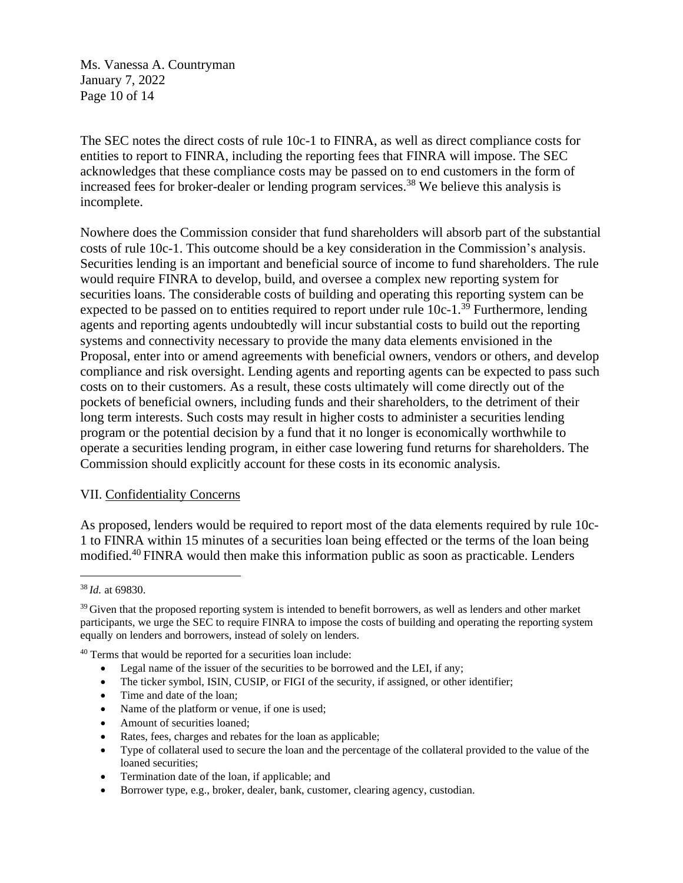The SEC notes the direct costs of rule 10c-1 to FINRA, as well as direct compliance costs for entities to report to FINRA, including the reporting fees that FINRA will impose. The SEC acknowledges that these compliance costs may be passed on to end customers in the form of increased fees for broker-dealer or lending program services.[38] We believe this analysis is incomplete.

Nowhere does the Commission consider that fund shareholders will absorb part of the substantial costs of rule 10c-1. This outcome should be a key consideration in the Commission's analysis. Securities lending is an important and beneficial source of income to fund shareholders. The rule would require FINRA to develop, build, and oversee a complex new reporting system for securities loans. The considerable costs of building and operating this reporting system can be expected to be passed on to entities required to report under rule 10c-1.[39] Furthermore, lending agents and reporting agents undoubtedly will incur substantial costs to build out the reporting systems and connectivity necessary to provide the many data elements envisioned in the Proposal, enter into or amend agreements with beneficial owners, vendors or others, and develop compliance and risk oversight. Lending agents and reporting agents can be expected to pass such costs on to their customers. As a result, these costs ultimately will come directly out of the pockets of beneficial owners, including funds and their shareholders, to the detriment of their long term interests. Such costs may result in higher costs to administer a securities lending program or the potential decision by a fund that it no longer is economically worthwhile to operate a securities lending program, in either case lowering fund returns for shareholders. The Commission should explicitly account for these costs in its economic analysis.

## VII. Confidentiality Concerns

As proposed, lenders would be required to report most of the data elements required by rule 10c-1 to FINRA within 15 minutes of a securities loan being effected or the terms of the loan being modified.[40] FINRA would then make this information public as soon as practicable. Lenders

---

[38] *Id.* at 69830.

[39] Given that the proposed reporting system is intended to benefit borrowers, as well as lenders and other market participants, we urge the SEC to require FINRA to impose the costs of building and operating the reporting system equally on lenders and borrowers, instead of solely on lenders.

[40] Terms that would be reported for a securities loan include:

- Legal name of the issuer of the securities to be borrowed and the LEI, if any;
- The ticker symbol, ISIN, CUSIP, or FIGI of the security, if assigned, or other identifier;
- Time and date of the loan;
- Name of the platform or venue, if one is used;
- Amount of securities loaned;
- Rates, fees, charges and rebates for the loan as applicable;
- Type of collateral used to secure the loan and the percentage of the collateral provided to the value of the loaned securities;
- Termination date of the loan, if applicable; and
- Borrower type, e.g., broker, dealer, bank, customer, clearing agency, custodian.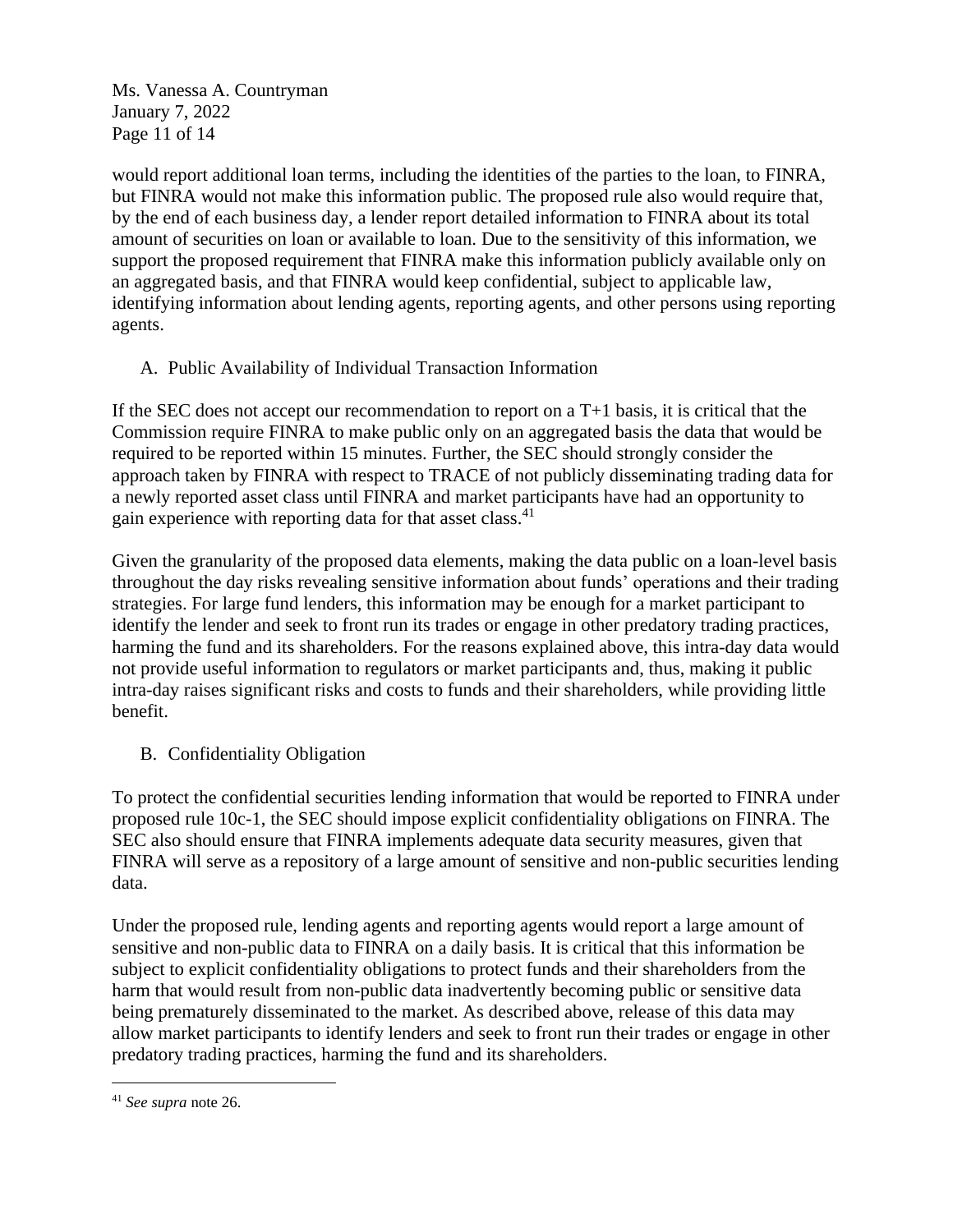would report additional loan terms, including the identities of the parties to the loan, to FINRA, but FINRA would not make this information public. The proposed rule also would require that, by the end of each business day, a lender report detailed information to FINRA about its total amount of securities on loan or available to loan. Due to the sensitivity of this information, we support the proposed requirement that FINRA make this information publicly available only on an aggregated basis, and that FINRA would keep confidential, subject to applicable law, identifying information about lending agents, reporting agents, and other persons using reporting agents.

### A. Public Availability of Individual Transaction Information

If the SEC does not accept our recommendation to report on a T+1 basis, it is critical that the Commission require FINRA to make public only on an aggregated basis the data that would be required to be reported within 15 minutes. Further, the SEC should strongly consider the approach taken by FINRA with respect to TRACE of not publicly disseminating trading data for a newly reported asset class until FINRA and market participants have had an opportunity to gain experience with reporting data for that asset class.[41]

Given the granularity of the proposed data elements, making the data public on a loan-level basis throughout the day risks revealing sensitive information about funds' operations and their trading strategies. For large fund lenders, this information may be enough for a market participant to identify the lender and seek to front run its trades or engage in other predatory trading practices, harming the fund and its shareholders. For the reasons explained above, this intra-day data would not provide useful information to regulators or market participants and, thus, making it public intra-day raises significant risks and costs to funds and their shareholders, while providing little benefit.

### B. Confidentiality Obligation

To protect the confidential securities lending information that would be reported to FINRA under proposed rule 10c-1, the SEC should impose explicit confidentiality obligations on FINRA. The SEC also should ensure that FINRA implements adequate data security measures, given that FINRA will serve as a repository of a large amount of sensitive and non-public securities lending data.

Under the proposed rule, lending agents and reporting agents would report a large amount of sensitive and non-public data to FINRA on a daily basis. It is critical that this information be subject to explicit confidentiality obligations to protect funds and their shareholders from the harm that would result from non-public data inadvertently becoming public or sensitive data being prematurely disseminated to the market. As described above, release of this data may allow market participants to identify lenders and seek to front run their trades or engage in other predatory trading practices, harming the fund and its shareholders.

---

[41] *See supra* note 26.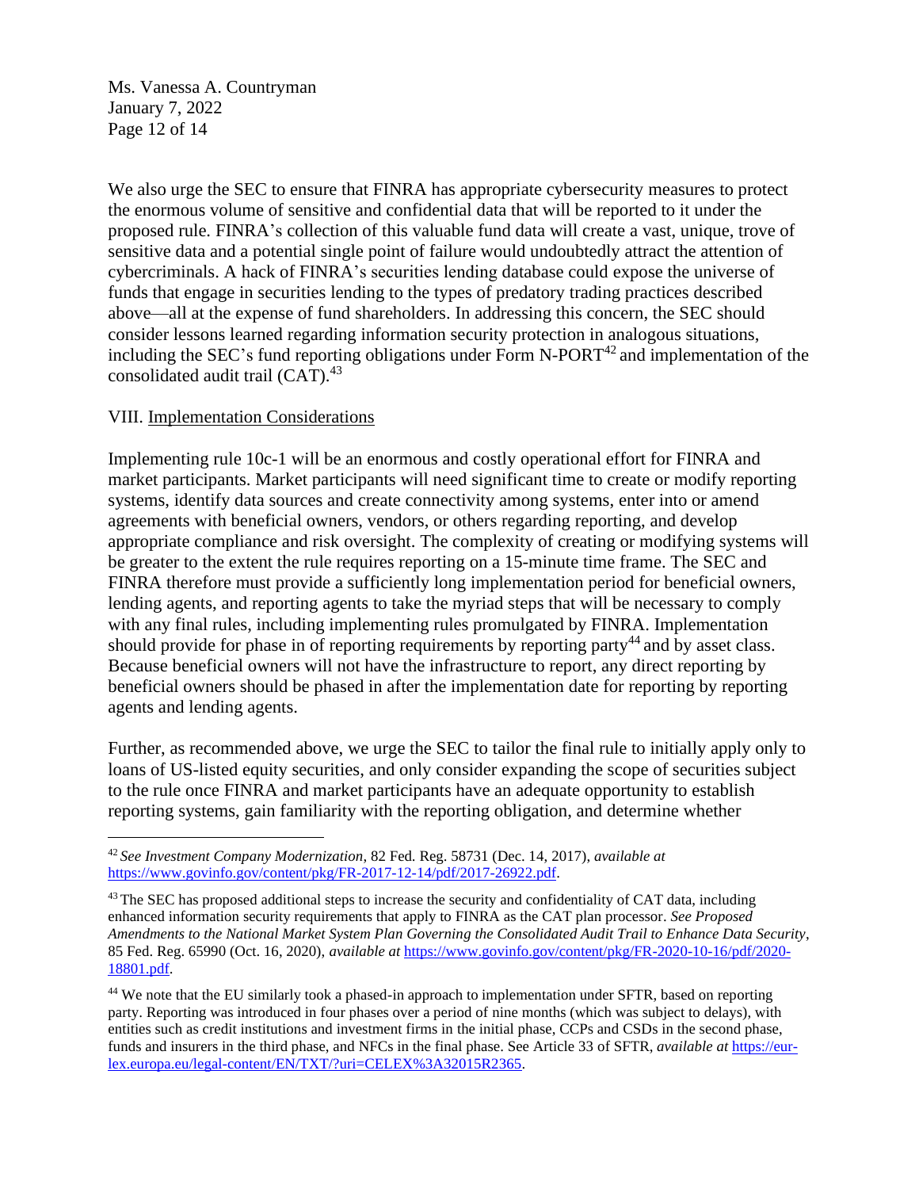We also urge the SEC to ensure that FINRA has appropriate cybersecurity measures to protect the enormous volume of sensitive and confidential data that will be reported to it under the proposed rule. FINRA's collection of this valuable fund data will create a vast, unique, trove of sensitive data and a potential single point of failure would undoubtedly attract the attention of cybercriminals. A hack of FINRA's securities lending database could expose the universe of funds that engage in securities lending to the types of predatory trading practices described above—all at the expense of fund shareholders. In addressing this concern, the SEC should consider lessons learned regarding information security protection in analogous situations, including the SEC's fund reporting obligations under Form N-PORT[42] and implementation of the consolidated audit trail (CAT).[43]

VIII. Implementation Considerations

Implementing rule 10c-1 will be an enormous and costly operational effort for FINRA and market participants. Market participants will need significant time to create or modify reporting systems, identify data sources and create connectivity among systems, enter into or amend agreements with beneficial owners, vendors, or others regarding reporting, and develop appropriate compliance and risk oversight. The complexity of creating or modifying systems will be greater to the extent the rule requires reporting on a 15-minute time frame. The SEC and FINRA therefore must provide a sufficiently long implementation period for beneficial owners, lending agents, and reporting agents to take the myriad steps that will be necessary to comply with any final rules, including implementing rules promulgated by FINRA. Implementation should provide for phase in of reporting requirements by reporting party[44] and by asset class. Because beneficial owners will not have the infrastructure to report, any direct reporting by beneficial owners should be phased in after the implementation date for reporting by reporting agents and lending agents.

Further, as recommended above, we urge the SEC to tailor the final rule to initially apply only to loans of US-listed equity securities, and only consider expanding the scope of securities subject to the rule once FINRA and market participants have an adequate opportunity to establish reporting systems, gain familiarity with the reporting obligation, and determine whether

---

[42] *See Investment Company Modernization*, 82 Fed. Reg. 58731 (Dec. 14, 2017), *available at* https://www.govinfo.gov/content/pkg/FR-2017-12-14/pdf/2017-26922.pdf.

[43] The SEC has proposed additional steps to increase the security and confidentiality of CAT data, including enhanced information security requirements that apply to FINRA as the CAT plan processor. *See Proposed Amendments to the National Market System Plan Governing the Consolidated Audit Trail to Enhance Data Security*, 85 Fed. Reg. 65990 (Oct. 16, 2020), *available at* https://www.govinfo.gov/content/pkg/FR-2020-10-16/pdf/2020-18801.pdf.

[44] We note that the EU similarly took a phased-in approach to implementation under SFTR, based on reporting party. Reporting was introduced in four phases over a period of nine months (which was subject to delays), with entities such as credit institutions and investment firms in the initial phase, CCPs and CSDs in the second phase, funds and insurers in the third phase, and NFCs in the final phase. See Article 33 of SFTR, *available at* https://eur-lex.europa.eu/legal-content/EN/TXT/?uri=CELEX%3A32015R2365.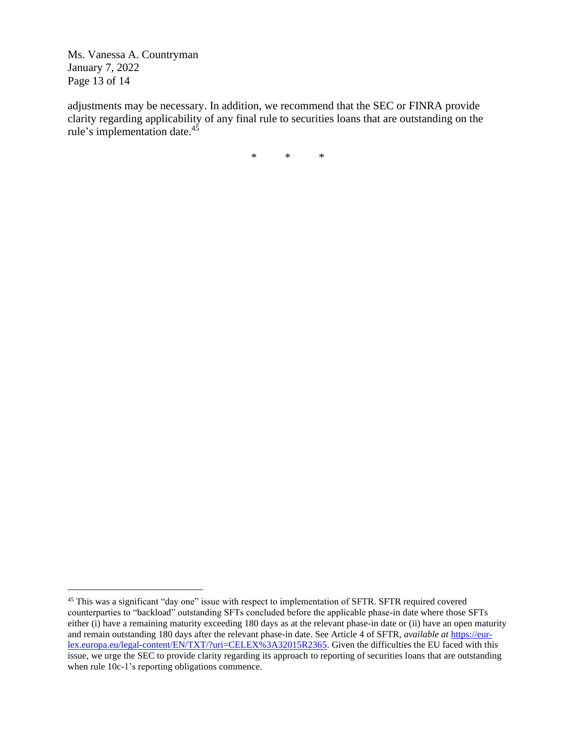adjustments may be necessary. In addition, we recommend that the SEC or FINRA provide clarity regarding applicability of any final rule to securities loans that are outstanding on the rule's implementation date.[45]

\*         \*         \*

---

[45] This was a significant "day one" issue with respect to implementation of SFTR. SFTR required covered counterparties to "backload" outstanding SFTs concluded before the applicable phase-in date where those SFTs either (i) have a remaining maturity exceeding 180 days as at the relevant phase-in date or (ii) have an open maturity and remain outstanding 180 days after the relevant phase-in date. See Article 4 of SFTR, *available at* https://eur-lex.europa.eu/legal-content/EN/TXT/?uri=CELEX%3A32015R2365. Given the difficulties the EU faced with this issue, we urge the SEC to provide clarity regarding its approach to reporting of securities loans that are outstanding when rule 10c-1's reporting obligations commence.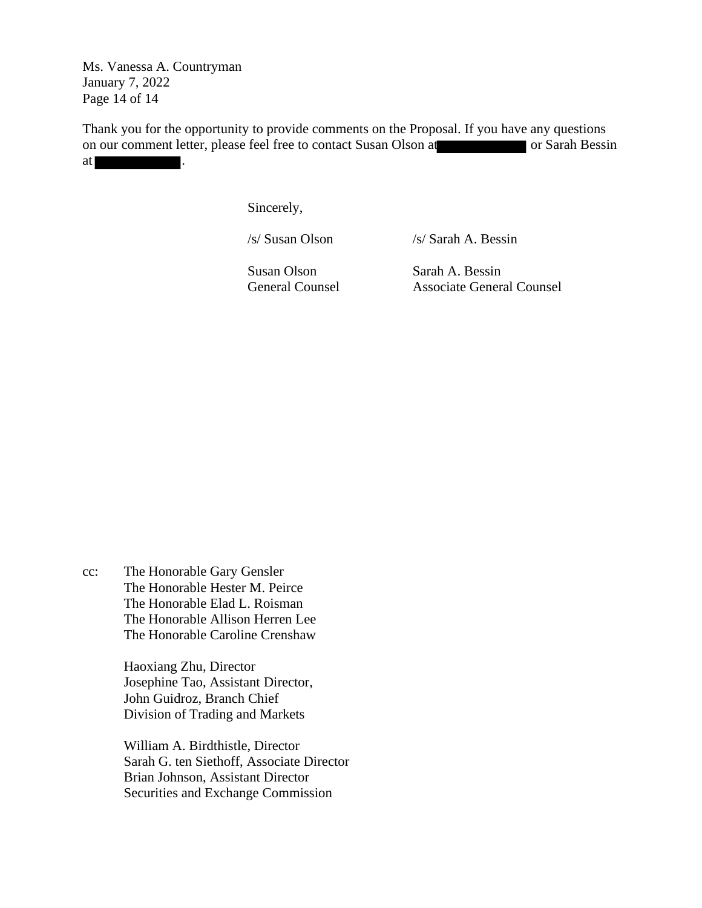Thank you for the opportunity to provide comments on the Proposal. If you have any questions on our comment letter, please feel free to contact Susan Olson at [REDACTED] or Sarah Bessin at [REDACTED].

Sincerely,

/s/ Susan Olson

Susan Olson
General Counsel

/s/ Sarah A. Bessin

Sarah A. Bessin
Associate General Counsel

cc: The Honorable Gary Gensler
The Honorable Hester M. Peirce
The Honorable Elad L. Roisman
The Honorable Allison Herren Lee
The Honorable Caroline Crenshaw

Haoxiang Zhu, Director
Josephine Tao, Assistant Director,
John Guidroz, Branch Chief
Division of Trading and Markets

William A. Birdthistle, Director
Sarah G. ten Siethoff, Associate Director
Brian Johnson, Assistant Director
Securities and Exchange Commission